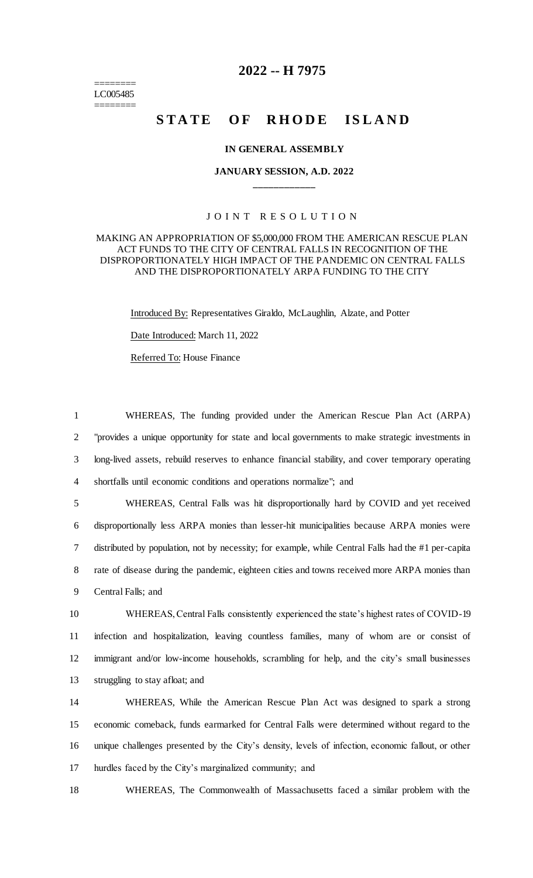# 2022 -- H 7975

========
LC005485
========

## STATE OF RHODE ISLAND

**IN GENERAL ASSEMBLY**

**JANUARY SESSION, A.D. 2022**

\_\_\_\_\_\_\_\_\_\_\_\_

J O I N T   R E S O L U T I O N

MAKING AN APPROPRIATION OF $5,000,000 FROM THE AMERICAN RESCUE PLAN ACT FUNDS TO THE CITY OF CENTRAL FALLS IN RECOGNITION OF THE DISPROPORTIONATELY HIGH IMPACT OF THE PANDEMIC ON CENTRAL FALLS AND THE DISPROPORTIONATELY ARPA FUNDING TO THE CITY

Introduced By: Representatives Giraldo, McLaughlin, Alzate, and Potter

Date Introduced: March 11, 2022

Referred To: House Finance

1 WHEREAS, The funding provided under the American Rescue Plan Act (ARPA)
2 "provides a unique opportunity for state and local governments to make strategic investments in
3 long-lived assets, rebuild reserves to enhance financial stability, and cover temporary operating
4 shortfalls until economic conditions and operations normalize"; and

5 WHEREAS, Central Falls was hit disproportionally hard by COVID and yet received
6 disproportionally less ARPA monies than lesser-hit municipalities because ARPA monies were
7 distributed by population, not by necessity; for example, while Central Falls had the #1 per-capita
8 rate of disease during the pandemic, eighteen cities and towns received more ARPA monies than
9 Central Falls; and

10 WHEREAS, Central Falls consistently experienced the state's highest rates of COVID-19
11 infection and hospitalization, leaving countless families, many of whom are or consist of
12 immigrant and/or low-income households, scrambling for help, and the city's small businesses
13 struggling to stay afloat; and

14 WHEREAS, While the American Rescue Plan Act was designed to spark a strong
15 economic comeback, funds earmarked for Central Falls were determined without regard to the
16 unique challenges presented by the City's density, levels of infection, economic fallout, or other
17 hurdles faced by the City's marginalized community; and

18 WHEREAS, The Commonwealth of Massachusetts faced a similar problem with the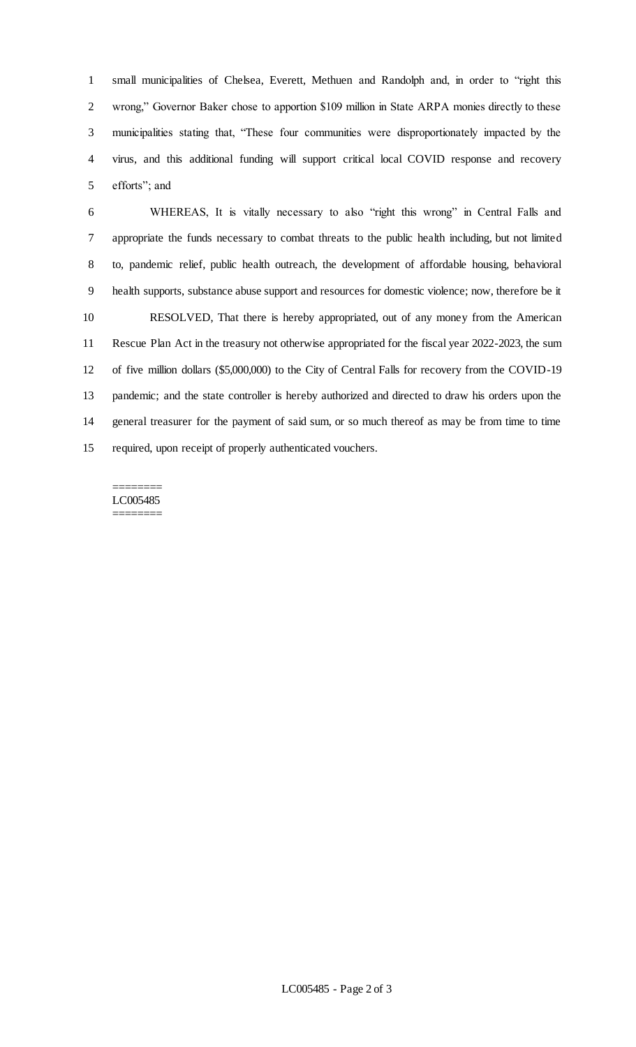small municipalities of Chelsea, Everett, Methuen and Randolph and, in order to "right this wrong," Governor Baker chose to apportion $109 million in State ARPA monies directly to these municipalities stating that, "These four communities were disproportionately impacted by the virus, and this additional funding will support critical local COVID response and recovery efforts"; and

WHEREAS, It is vitally necessary to also "right this wrong" in Central Falls and appropriate the funds necessary to combat threats to the public health including, but not limited to, pandemic relief, public health outreach, the development of affordable housing, behavioral health supports, substance abuse support and resources for domestic violence; now, therefore be it

RESOLVED, That there is hereby appropriated, out of any money from the American Rescue Plan Act in the treasury not otherwise appropriated for the fiscal year 2022-2023, the sum of five million dollars ($5,000,000) to the City of Central Falls for recovery from the COVID-19 pandemic; and the state controller is hereby authorized and directed to draw his orders upon the general treasurer for the payment of said sum, or so much thereof as may be from time to time required, upon receipt of properly authenticated vouchers.

========
LC005485
========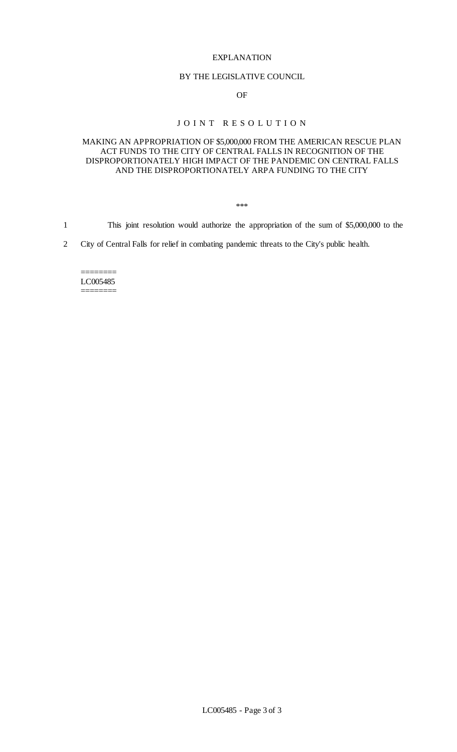EXPLANATION

BY THE LEGISLATIVE COUNCIL

OF

J O I N T   R E S O L U T I O N

MAKING AN APPROPRIATION OF $5,000,000 FROM THE AMERICAN RESCUE PLAN ACT FUNDS TO THE CITY OF CENTRAL FALLS IN RECOGNITION OF THE DISPROPORTIONATELY HIGH IMPACT OF THE PANDEMIC ON CENTRAL FALLS AND THE DISPROPORTIONATELY ARPA FUNDING TO THE CITY

***

1 This joint resolution would authorize the appropriation of the sum of $5,000,000 to the

2 City of Central Falls for relief in combating pandemic threats to the City's public health.

========
LC005485
========